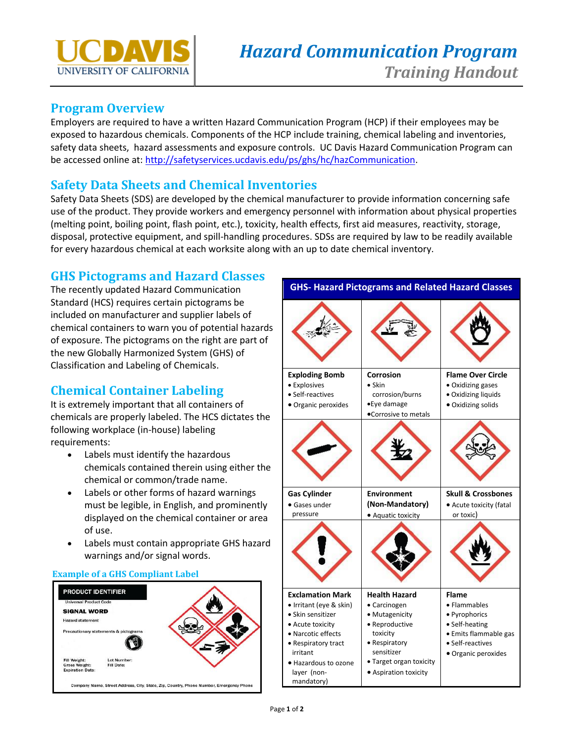# Hazard Communication Program
## *Training Handout*

## Program Overview

Employers are required to have a written Hazard Communication Program (HCP) if their employees may be exposed to hazardous chemicals. Components of the HCP include training, chemical labeling and inventories, safety data sheets, hazard assessments and exposure controls. UC Davis Hazard Communication Program can be accessed online at: http://safetyservices.ucdavis.edu/ps/ghs/hc/hazCommunication.

## Safety Data Sheets and Chemical Inventories

Safety Data Sheets (SDS) are developed by the chemical manufacturer to provide information concerning safe use of the product. They provide workers and emergency personnel with information about physical properties (melting point, boiling point, flash point, etc.), toxicity, health effects, first aid measures, reactivity, storage, disposal, protective equipment, and spill-handling procedures. SDSs are required by law to be readily available for every hazardous chemical at each worksite along with an up to date chemical inventory.

## GHS Pictograms and Hazard Classes

The recently updated Hazard Communication Standard (HCS) requires certain pictograms be included on manufacturer and supplier labels of chemical containers to warn you of potential hazards of exposure. The pictograms on the right are part of the new Globally Harmonized System (GHS) of Classification and Labeling of Chemicals.

## Chemical Container Labeling

It is extremely important that all containers of chemicals are properly labeled. The HCS dictates the following workplace (in-house) labeling requirements:

- Labels must identify the hazardous chemicals contained therein using either the chemical or common/trade name.
- Labels or other forms of hazard warnings must be legible, in English, and prominently displayed on the chemical container or area of use.
- Labels must contain appropriate GHS hazard warnings and/or signal words.

### Example of a GHS Compliant Label

PRODUCT IDENTIFIER
Universal Product Code
SIGNAL WORD
Hazard statement
Precautionary statements & pictograms

Fill Weight: Lot Number:
Gross Weight: Fill Date:
Expiration Date:

Company Name, Street Address, City, State, Zip, Country, Phone Number, Emergency Phone

### GHS- Hazard Pictograms and Related Hazard Classes

| **Exploding Bomb** | **Corrosion** | **Flame Over Circle** |
|---|---|---|
| • Explosives<br>• Self-reactives<br>• Organic peroxides | • Skin corrosion/burns<br>• Eye damage<br>• Corrosive to metals | • Oxidizing gases<br>• Oxidizing liquids<br>• Oxidizing solids |
| **Gas Cylinder** | **Environment (Non-Mandatory)** | **Skull & Crossbones** |
| • Gases under pressure | • Aquatic toxicity | • Acute toxicity (fatal or toxic) |
| **Exclamation Mark** | **Health Hazard** | **Flame** |
| • Irritant (eye & skin)<br>• Skin sensitizer<br>• Acute toxicity<br>• Narcotic effects<br>• Respiratory tract irritant<br>• Hazardous to ozone layer (non-mandatory) | • Carcinogen<br>• Mutagenicity<br>• Reproductive toxicity<br>• Respiratory sensitizer<br>• Target organ toxicity<br>• Aspiration toxicity | • Flammables<br>• Pyrophorics<br>• Self-heating<br>• Emits flammable gas<br>• Self-reactives<br>• Organic peroxides |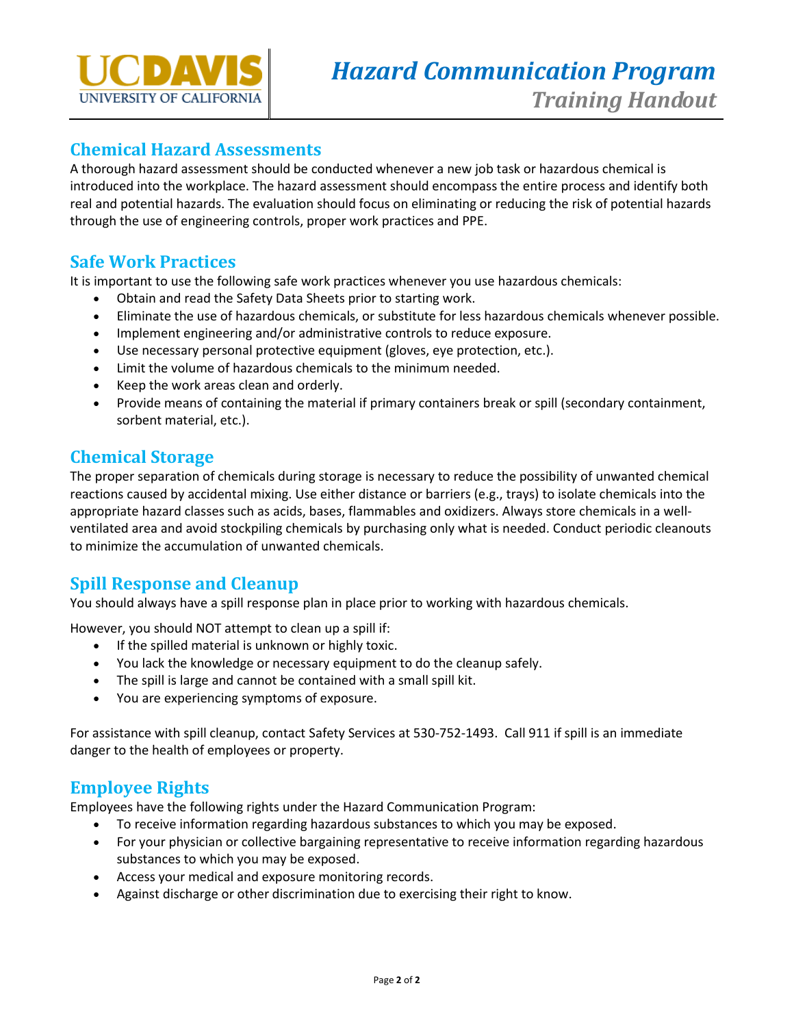# Hazard Communication Program

## *Training Handout*

## Chemical Hazard Assessments

A thorough hazard assessment should be conducted whenever a new job task or hazardous chemical is introduced into the workplace. The hazard assessment should encompass the entire process and identify both real and potential hazards. The evaluation should focus on eliminating or reducing the risk of potential hazards through the use of engineering controls, proper work practices and PPE.

## Safe Work Practices

It is important to use the following safe work practices whenever you use hazardous chemicals:

- Obtain and read the Safety Data Sheets prior to starting work.
- Eliminate the use of hazardous chemicals, or substitute for less hazardous chemicals whenever possible.
- Implement engineering and/or administrative controls to reduce exposure.
- Use necessary personal protective equipment (gloves, eye protection, etc.).
- Limit the volume of hazardous chemicals to the minimum needed.
- Keep the work areas clean and orderly.
- Provide means of containing the material if primary containers break or spill (secondary containment, sorbent material, etc.).

## Chemical Storage

The proper separation of chemicals during storage is necessary to reduce the possibility of unwanted chemical reactions caused by accidental mixing. Use either distance or barriers (e.g., trays) to isolate chemicals into the appropriate hazard classes such as acids, bases, flammables and oxidizers. Always store chemicals in a well-ventilated area and avoid stockpiling chemicals by purchasing only what is needed. Conduct periodic cleanouts to minimize the accumulation of unwanted chemicals.

## Spill Response and Cleanup

You should always have a spill response plan in place prior to working with hazardous chemicals.

However, you should NOT attempt to clean up a spill if:

- If the spilled material is unknown or highly toxic.
- You lack the knowledge or necessary equipment to do the cleanup safely.
- The spill is large and cannot be contained with a small spill kit.
- You are experiencing symptoms of exposure.

For assistance with spill cleanup, contact Safety Services at 530-752-1493. Call 911 if spill is an immediate danger to the health of employees or property.

## Employee Rights

Employees have the following rights under the Hazard Communication Program:

- To receive information regarding hazardous substances to which you may be exposed.
- For your physician or collective bargaining representative to receive information regarding hazardous substances to which you may be exposed.
- Access your medical and exposure monitoring records.
- Against discharge or other discrimination due to exercising their right to know.